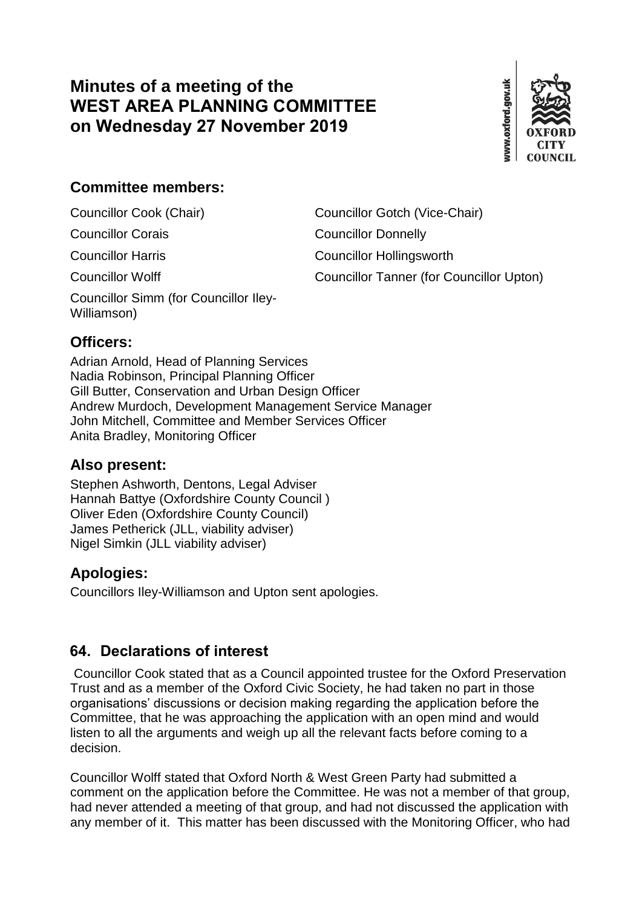# Minutes of a meeting of the WEST AREA PLANNING COMMITTEE on Wednesday 27 November 2019

## Committee members:

Councillor Cook (Chair)

Councillor Gotch (Vice-Chair)

Councillor Corais

Councillor Donnelly

Councillor Harris

Councillor Hollingsworth

Councillor Wolff

Councillor Tanner (for Councillor Upton)

Councillor Simm (for Councillor Iley-Williamson)

## Officers:

Adrian Arnold, Head of Planning Services
Nadia Robinson, Principal Planning Officer
Gill Butter, Conservation and Urban Design Officer
Andrew Murdoch, Development Management Service Manager
John Mitchell, Committee and Member Services Officer
Anita Bradley, Monitoring Officer

## Also present:

Stephen Ashworth, Dentons, Legal Adviser
Hannah Battye (Oxfordshire County Council )
Oliver Eden (Oxfordshire County Council)
James Petherick (JLL, viability adviser)
Nigel Simkin (JLL viability adviser)

## Apologies:

Councillors Iley-Williamson and Upton sent apologies.

## 64. Declarations of interest

Councillor Cook stated that as a Council appointed trustee for the Oxford Preservation Trust and as a member of the Oxford Civic Society, he had taken no part in those organisations' discussions or decision making regarding the application before the Committee, that he was approaching the application with an open mind and would listen to all the arguments and weigh up all the relevant facts before coming to a decision.

Councillor Wolff stated that Oxford North & West Green Party had submitted a comment on the application before the Committee. He was not a member of that group, had never attended a meeting of that group, and had not discussed the application with any member of it. This matter has been discussed with the Monitoring Officer, who had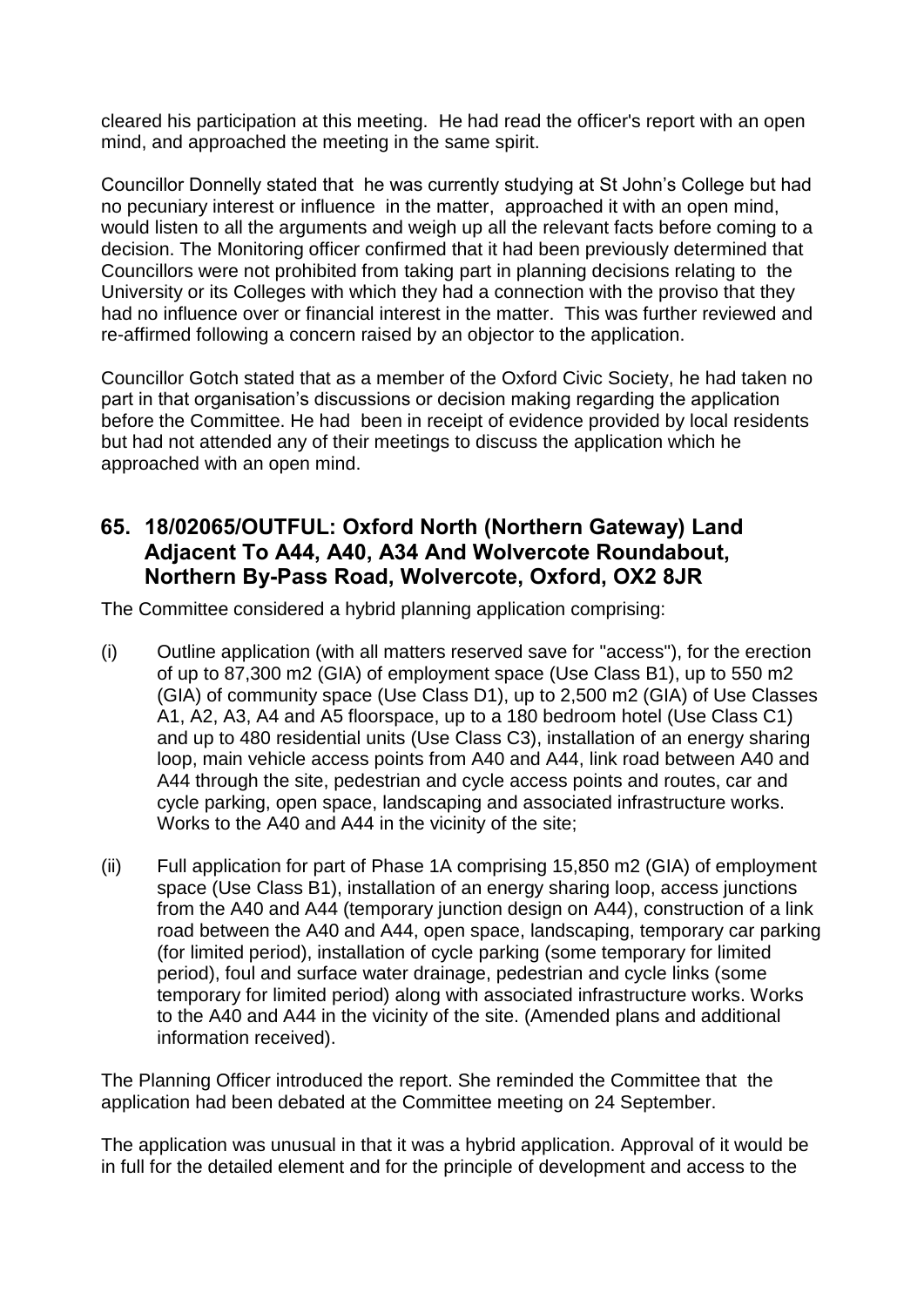cleared his participation at this meeting. He had read the officer's report with an open mind, and approached the meeting in the same spirit.

Councillor Donnelly stated that he was currently studying at St John's College but had no pecuniary interest or influence in the matter, approached it with an open mind, would listen to all the arguments and weigh up all the relevant facts before coming to a decision. The Monitoring officer confirmed that it had been previously determined that Councillors were not prohibited from taking part in planning decisions relating to the University or its Colleges with which they had a connection with the proviso that they had no influence over or financial interest in the matter. This was further reviewed and re-affirmed following a concern raised by an objector to the application.

Councillor Gotch stated that as a member of the Oxford Civic Society, he had taken no part in that organisation's discussions or decision making regarding the application before the Committee. He had been in receipt of evidence provided by local residents but had not attended any of their meetings to discuss the application which he approached with an open mind.

## 65. 18/02065/OUTFUL: Oxford North (Northern Gateway) Land Adjacent To A44, A40, A34 And Wolvercote Roundabout, Northern By-Pass Road, Wolvercote, Oxford, OX2 8JR

The Committee considered a hybrid planning application comprising:

(i) Outline application (with all matters reserved save for "access"), for the erection of up to 87,300 m2 (GIA) of employment space (Use Class B1), up to 550 m2 (GIA) of community space (Use Class D1), up to 2,500 m2 (GIA) of Use Classes A1, A2, A3, A4 and A5 floorspace, up to a 180 bedroom hotel (Use Class C1) and up to 480 residential units (Use Class C3), installation of an energy sharing loop, main vehicle access points from A40 and A44, link road between A40 and A44 through the site, pedestrian and cycle access points and routes, car and cycle parking, open space, landscaping and associated infrastructure works. Works to the A40 and A44 in the vicinity of the site;

(ii) Full application for part of Phase 1A comprising 15,850 m2 (GIA) of employment space (Use Class B1), installation of an energy sharing loop, access junctions from the A40 and A44 (temporary junction design on A44), construction of a link road between the A40 and A44, open space, landscaping, temporary car parking (for limited period), installation of cycle parking (some temporary for limited period), foul and surface water drainage, pedestrian and cycle links (some temporary for limited period) along with associated infrastructure works. Works to the A40 and A44 in the vicinity of the site. (Amended plans and additional information received).

The Planning Officer introduced the report. She reminded the Committee that the application had been debated at the Committee meeting on 24 September.

The application was unusual in that it was a hybrid application. Approval of it would be in full for the detailed element and for the principle of development and access to the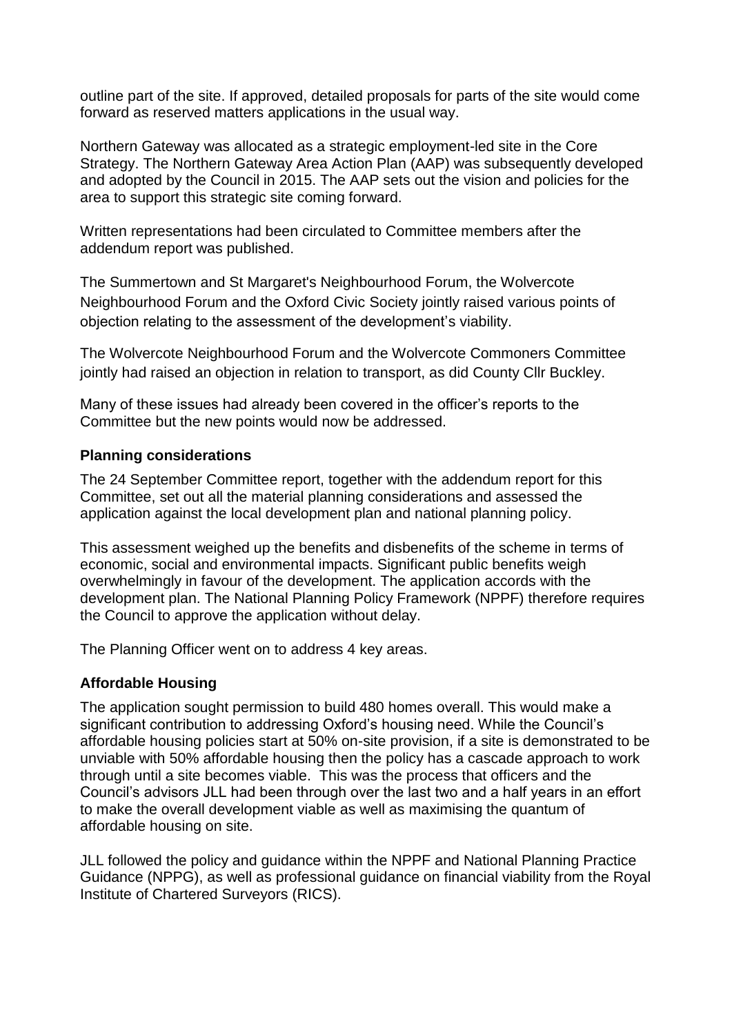outline part of the site. If approved, detailed proposals for parts of the site would come forward as reserved matters applications in the usual way.

Northern Gateway was allocated as a strategic employment-led site in the Core Strategy. The Northern Gateway Area Action Plan (AAP) was subsequently developed and adopted by the Council in 2015. The AAP sets out the vision and policies for the area to support this strategic site coming forward.

Written representations had been circulated to Committee members after the addendum report was published.

The Summertown and St Margaret's Neighbourhood Forum, the Wolvercote Neighbourhood Forum and the Oxford Civic Society jointly raised various points of objection relating to the assessment of the development's viability.

The Wolvercote Neighbourhood Forum and the Wolvercote Commoners Committee jointly had raised an objection in relation to transport, as did County Cllr Buckley.

Many of these issues had already been covered in the officer's reports to the Committee but the new points would now be addressed.

### Planning considerations

The 24 September Committee report, together with the addendum report for this Committee, set out all the material planning considerations and assessed the application against the local development plan and national planning policy.

This assessment weighed up the benefits and disbenefits of the scheme in terms of economic, social and environmental impacts. Significant public benefits weigh overwhelmingly in favour of the development. The application accords with the development plan. The National Planning Policy Framework (NPPF) therefore requires the Council to approve the application without delay.

The Planning Officer went on to address 4 key areas.

### Affordable Housing

The application sought permission to build 480 homes overall. This would make a significant contribution to addressing Oxford's housing need. While the Council's affordable housing policies start at 50% on-site provision, if a site is demonstrated to be unviable with 50% affordable housing then the policy has a cascade approach to work through until a site becomes viable. This was the process that officers and the Council's advisors JLL had been through over the last two and a half years in an effort to make the overall development viable as well as maximising the quantum of affordable housing on site.

JLL followed the policy and guidance within the NPPF and National Planning Practice Guidance (NPPG), as well as professional guidance on financial viability from the Royal Institute of Chartered Surveyors (RICS).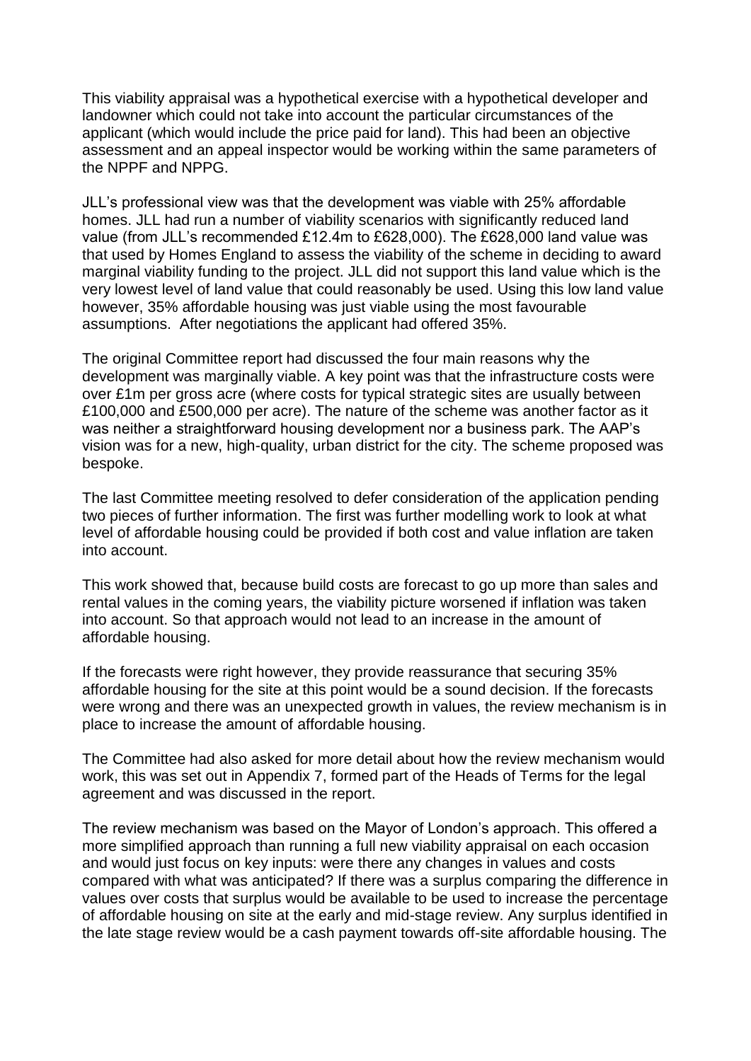This viability appraisal was a hypothetical exercise with a hypothetical developer and landowner which could not take into account the particular circumstances of the applicant (which would include the price paid for land). This had been an objective assessment and an appeal inspector would be working within the same parameters of the NPPF and NPPG.

JLL's professional view was that the development was viable with 25% affordable homes. JLL had run a number of viability scenarios with significantly reduced land value (from JLL's recommended £12.4m to £628,000). The £628,000 land value was that used by Homes England to assess the viability of the scheme in deciding to award marginal viability funding to the project. JLL did not support this land value which is the very lowest level of land value that could reasonably be used. Using this low land value however, 35% affordable housing was just viable using the most favourable assumptions. After negotiations the applicant had offered 35%.

The original Committee report had discussed the four main reasons why the development was marginally viable. A key point was that the infrastructure costs were over £1m per gross acre (where costs for typical strategic sites are usually between £100,000 and £500,000 per acre). The nature of the scheme was another factor as it was neither a straightforward housing development nor a business park. The AAP's vision was for a new, high-quality, urban district for the city. The scheme proposed was bespoke.

The last Committee meeting resolved to defer consideration of the application pending two pieces of further information. The first was further modelling work to look at what level of affordable housing could be provided if both cost and value inflation are taken into account.

This work showed that, because build costs are forecast to go up more than sales and rental values in the coming years, the viability picture worsened if inflation was taken into account. So that approach would not lead to an increase in the amount of affordable housing.

If the forecasts were right however, they provide reassurance that securing 35% affordable housing for the site at this point would be a sound decision. If the forecasts were wrong and there was an unexpected growth in values, the review mechanism is in place to increase the amount of affordable housing.

The Committee had also asked for more detail about how the review mechanism would work, this was set out in Appendix 7, formed part of the Heads of Terms for the legal agreement and was discussed in the report.

The review mechanism was based on the Mayor of London's approach. This offered a more simplified approach than running a full new viability appraisal on each occasion and would just focus on key inputs: were there any changes in values and costs compared with what was anticipated? If there was a surplus comparing the difference in values over costs that surplus would be available to be used to increase the percentage of affordable housing on site at the early and mid-stage review. Any surplus identified in the late stage review would be a cash payment towards off-site affordable housing. The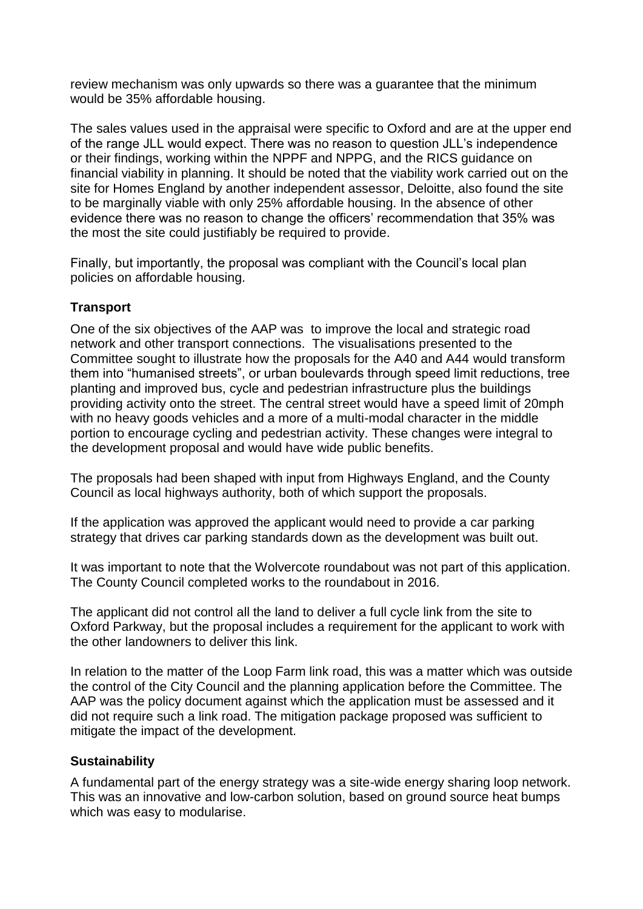review mechanism was only upwards so there was a guarantee that the minimum would be 35% affordable housing.

The sales values used in the appraisal were specific to Oxford and are at the upper end of the range JLL would expect. There was no reason to question JLL's independence or their findings, working within the NPPF and NPPG, and the RICS guidance on financial viability in planning. It should be noted that the viability work carried out on the site for Homes England by another independent assessor, Deloitte, also found the site to be marginally viable with only 25% affordable housing. In the absence of other evidence there was no reason to change the officers' recommendation that 35% was the most the site could justifiably be required to provide.

Finally, but importantly, the proposal was compliant with the Council's local plan policies on affordable housing.

**Transport**

One of the six objectives of the AAP was to improve the local and strategic road network and other transport connections. The visualisations presented to the Committee sought to illustrate how the proposals for the A40 and A44 would transform them into "humanised streets", or urban boulevards through speed limit reductions, tree planting and improved bus, cycle and pedestrian infrastructure plus the buildings providing activity onto the street. The central street would have a speed limit of 20mph with no heavy goods vehicles and a more of a multi-modal character in the middle portion to encourage cycling and pedestrian activity. These changes were integral to the development proposal and would have wide public benefits.

The proposals had been shaped with input from Highways England, and the County Council as local highways authority, both of which support the proposals.

If the application was approved the applicant would need to provide a car parking strategy that drives car parking standards down as the development was built out.

It was important to note that the Wolvercote roundabout was not part of this application. The County Council completed works to the roundabout in 2016.

The applicant did not control all the land to deliver a full cycle link from the site to Oxford Parkway, but the proposal includes a requirement for the applicant to work with the other landowners to deliver this link.

In relation to the matter of the Loop Farm link road, this was a matter which was outside the control of the City Council and the planning application before the Committee. The AAP was the policy document against which the application must be assessed and it did not require such a link road. The mitigation package proposed was sufficient to mitigate the impact of the development.

**Sustainability**

A fundamental part of the energy strategy was a site-wide energy sharing loop network. This was an innovative and low-carbon solution, based on ground source heat bumps which was easy to modularise.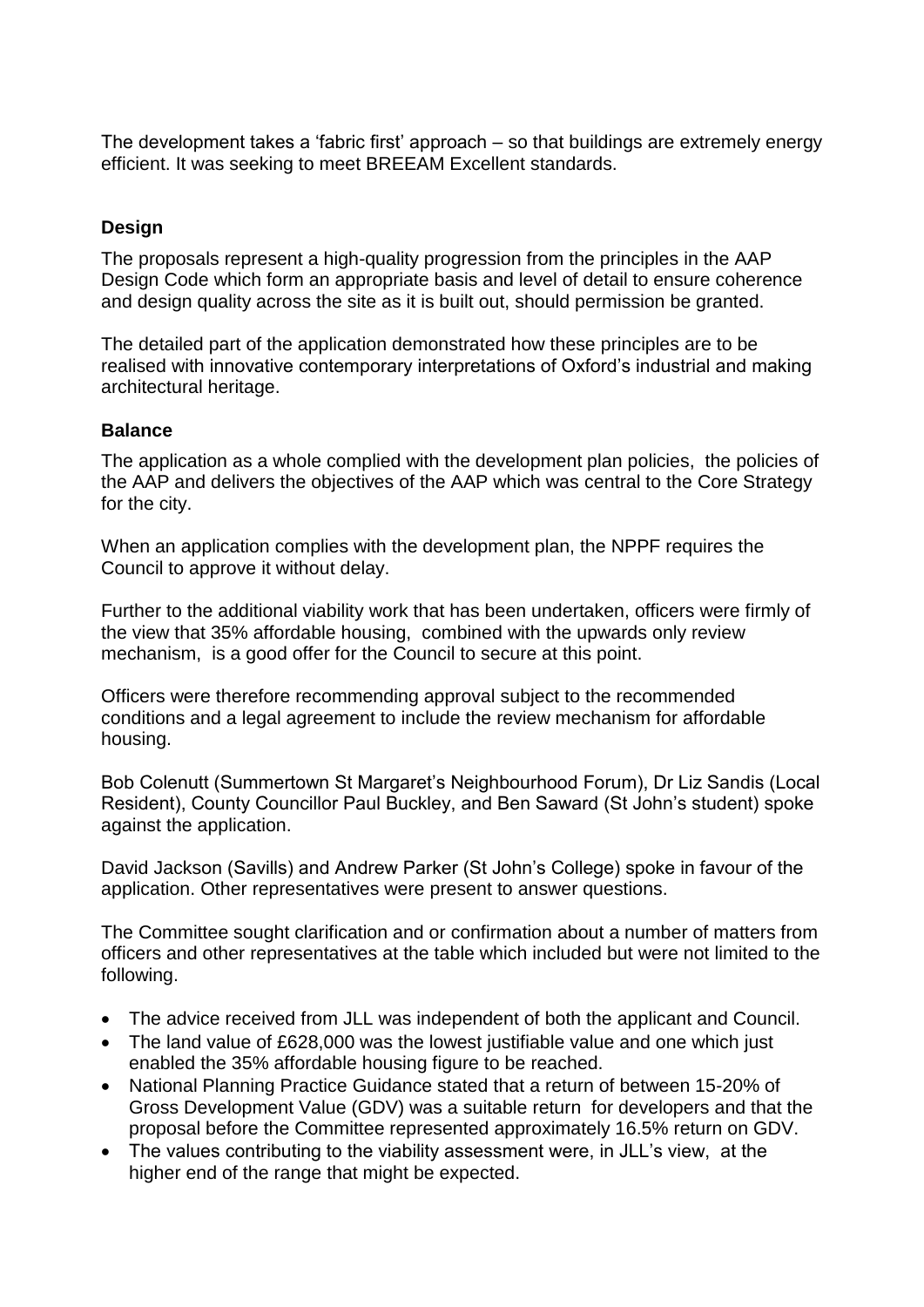The development takes a 'fabric first' approach – so that buildings are extremely energy efficient. It was seeking to meet BREEAM Excellent standards.

### Design

The proposals represent a high-quality progression from the principles in the AAP Design Code which form an appropriate basis and level of detail to ensure coherence and design quality across the site as it is built out, should permission be granted.

The detailed part of the application demonstrated how these principles are to be realised with innovative contemporary interpretations of Oxford's industrial and making architectural heritage.

### Balance

The application as a whole complied with the development plan policies, the policies of the AAP and delivers the objectives of the AAP which was central to the Core Strategy for the city.

When an application complies with the development plan, the NPPF requires the Council to approve it without delay.

Further to the additional viability work that has been undertaken, officers were firmly of the view that 35% affordable housing, combined with the upwards only review mechanism, is a good offer for the Council to secure at this point.

Officers were therefore recommending approval subject to the recommended conditions and a legal agreement to include the review mechanism for affordable housing.

Bob Colenutt (Summertown St Margaret's Neighbourhood Forum), Dr Liz Sandis (Local Resident), County Councillor Paul Buckley, and Ben Saward (St John's student) spoke against the application.

David Jackson (Savills) and Andrew Parker (St John's College) spoke in favour of the application. Other representatives were present to answer questions.

The Committee sought clarification and or confirmation about a number of matters from officers and other representatives at the table which included but were not limited to the following.

- The advice received from JLL was independent of both the applicant and Council.
- The land value of £628,000 was the lowest justifiable value and one which just enabled the 35% affordable housing figure to be reached.
- National Planning Practice Guidance stated that a return of between 15-20% of Gross Development Value (GDV) was a suitable return for developers and that the proposal before the Committee represented approximately 16.5% return on GDV.
- The values contributing to the viability assessment were, in JLL's view, at the higher end of the range that might be expected.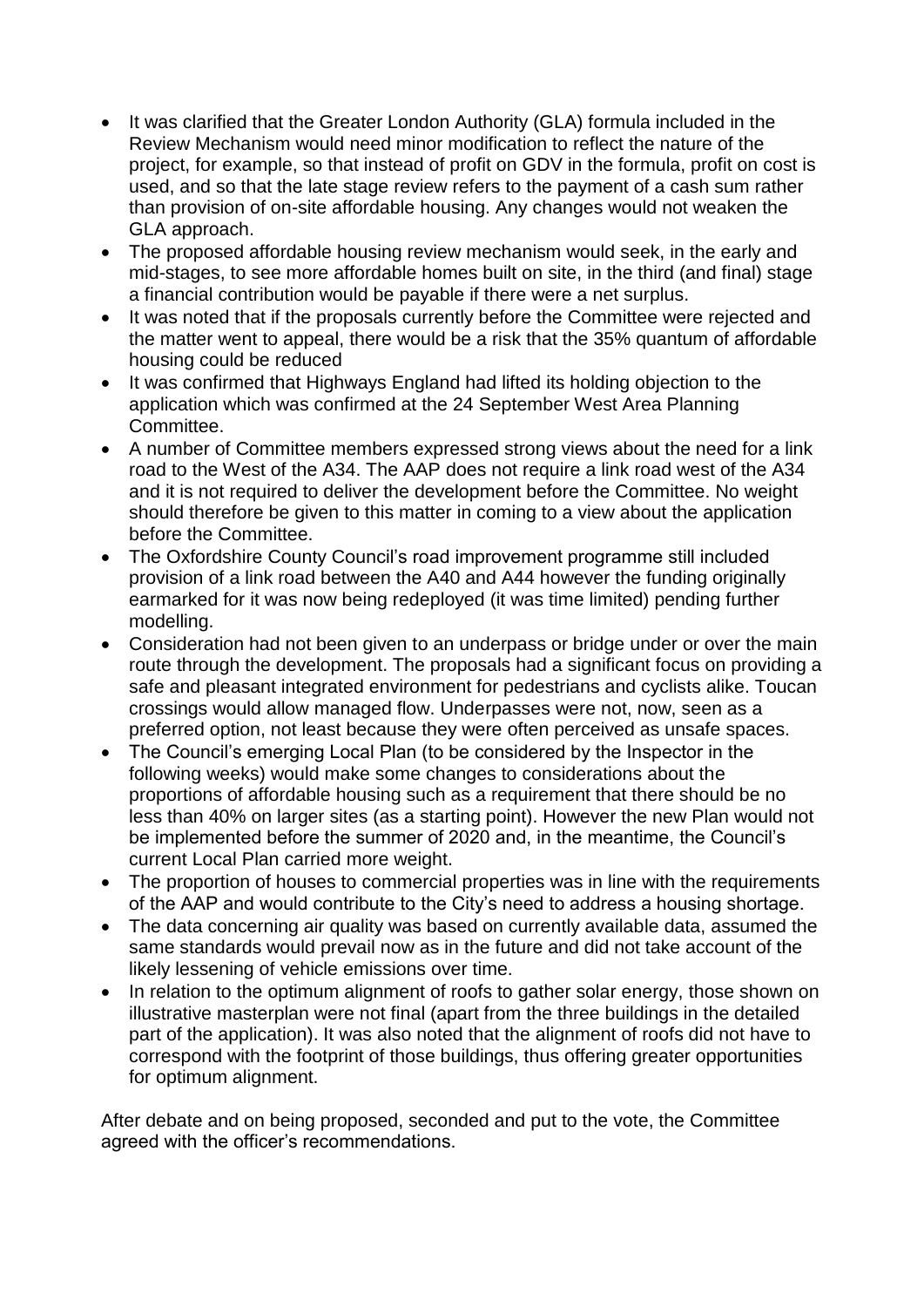- It was clarified that the Greater London Authority (GLA) formula included in the Review Mechanism would need minor modification to reflect the nature of the project, for example, so that instead of profit on GDV in the formula, profit on cost is used, and so that the late stage review refers to the payment of a cash sum rather than provision of on-site affordable housing. Any changes would not weaken the GLA approach.
- The proposed affordable housing review mechanism would seek, in the early and mid-stages, to see more affordable homes built on site, in the third (and final) stage a financial contribution would be payable if there were a net surplus.
- It was noted that if the proposals currently before the Committee were rejected and the matter went to appeal, there would be a risk that the 35% quantum of affordable housing could be reduced
- It was confirmed that Highways England had lifted its holding objection to the application which was confirmed at the 24 September West Area Planning Committee.
- A number of Committee members expressed strong views about the need for a link road to the West of the A34. The AAP does not require a link road west of the A34 and it is not required to deliver the development before the Committee. No weight should therefore be given to this matter in coming to a view about the application before the Committee.
- The Oxfordshire County Council's road improvement programme still included provision of a link road between the A40 and A44 however the funding originally earmarked for it was now being redeployed (it was time limited) pending further modelling.
- Consideration had not been given to an underpass or bridge under or over the main route through the development. The proposals had a significant focus on providing a safe and pleasant integrated environment for pedestrians and cyclists alike. Toucan crossings would allow managed flow. Underpasses were not, now, seen as a preferred option, not least because they were often perceived as unsafe spaces.
- The Council's emerging Local Plan (to be considered by the Inspector in the following weeks) would make some changes to considerations about the proportions of affordable housing such as a requirement that there should be no less than 40% on larger sites (as a starting point). However the new Plan would not be implemented before the summer of 2020 and, in the meantime, the Council's current Local Plan carried more weight.
- The proportion of houses to commercial properties was in line with the requirements of the AAP and would contribute to the City's need to address a housing shortage.
- The data concerning air quality was based on currently available data, assumed the same standards would prevail now as in the future and did not take account of the likely lessening of vehicle emissions over time.
- In relation to the optimum alignment of roofs to gather solar energy, those shown on illustrative masterplan were not final (apart from the three buildings in the detailed part of the application). It was also noted that the alignment of roofs did not have to correspond with the footprint of those buildings, thus offering greater opportunities for optimum alignment.

After debate and on being proposed, seconded and put to the vote, the Committee agreed with the officer's recommendations.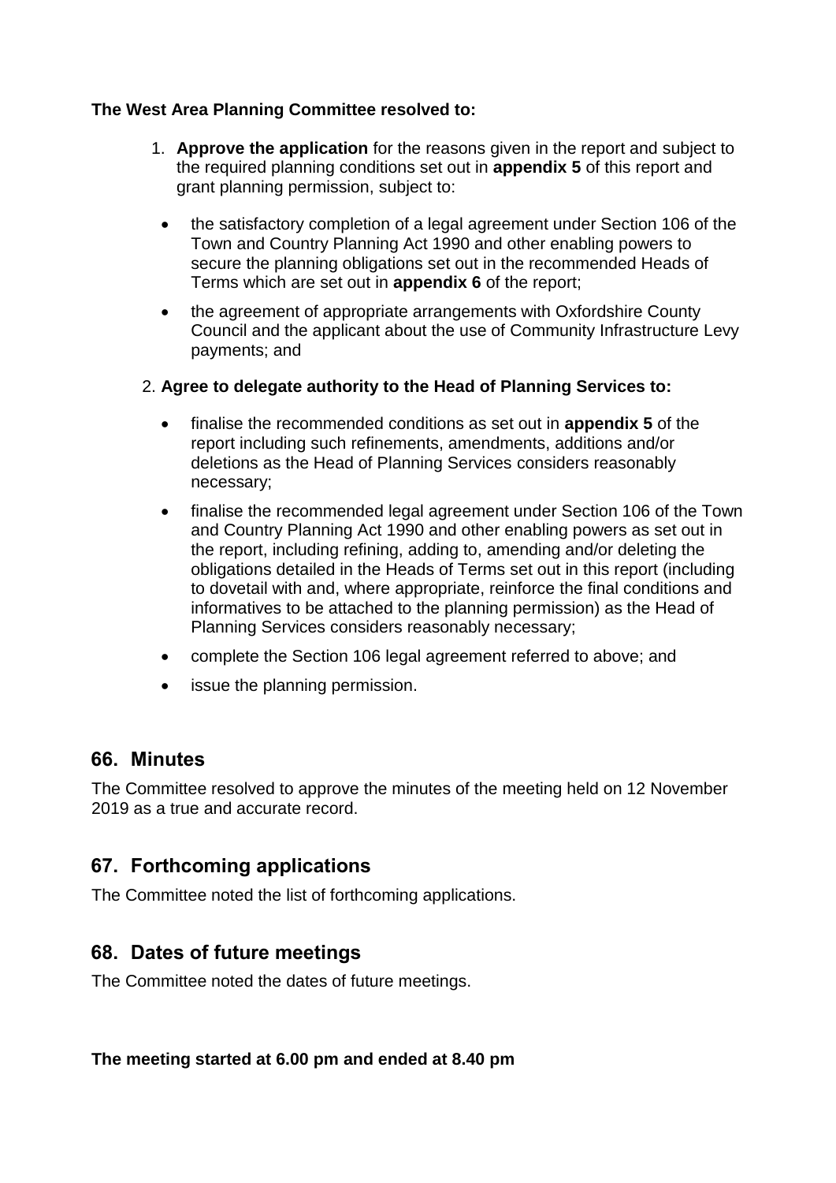**The West Area Planning Committee resolved to:**

1. **Approve the application** for the reasons given in the report and subject to the required planning conditions set out in **appendix 5** of this report and grant planning permission, subject to:

   - the satisfactory completion of a legal agreement under Section 106 of the Town and Country Planning Act 1990 and other enabling powers to secure the planning obligations set out in the recommended Heads of Terms which are set out in **appendix 6** of the report;
   - the agreement of appropriate arrangements with Oxfordshire County Council and the applicant about the use of Community Infrastructure Levy payments; and

2. **Agree to delegate authority to the Head of Planning Services to:**

   - finalise the recommended conditions as set out in **appendix 5** of the report including such refinements, amendments, additions and/or deletions as the Head of Planning Services considers reasonably necessary;
   - finalise the recommended legal agreement under Section 106 of the Town and Country Planning Act 1990 and other enabling powers as set out in the report, including refining, adding to, amending and/or deleting the obligations detailed in the Heads of Terms set out in this report (including to dovetail with and, where appropriate, reinforce the final conditions and informatives to be attached to the planning permission) as the Head of Planning Services considers reasonably necessary;
   - complete the Section 106 legal agreement referred to above; and
   - issue the planning permission.

## 66. Minutes

The Committee resolved to approve the minutes of the meeting held on 12 November 2019 as a true and accurate record.

## 67. Forthcoming applications

The Committee noted the list of forthcoming applications.

## 68. Dates of future meetings

The Committee noted the dates of future meetings.

**The meeting started at 6.00 pm and ended at 8.40 pm**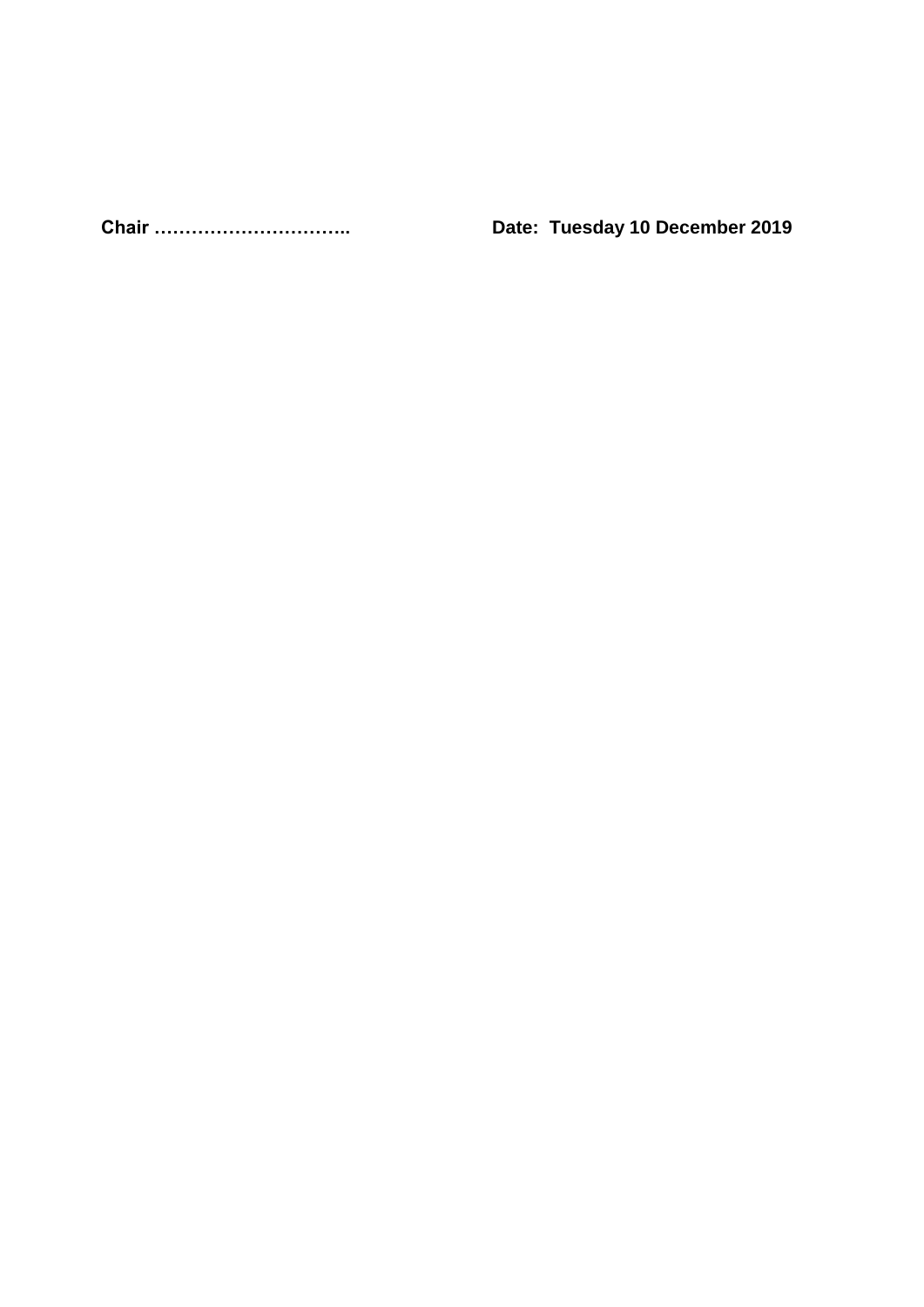**Chair …………………………..** **Date: Tuesday 10 December 2019**